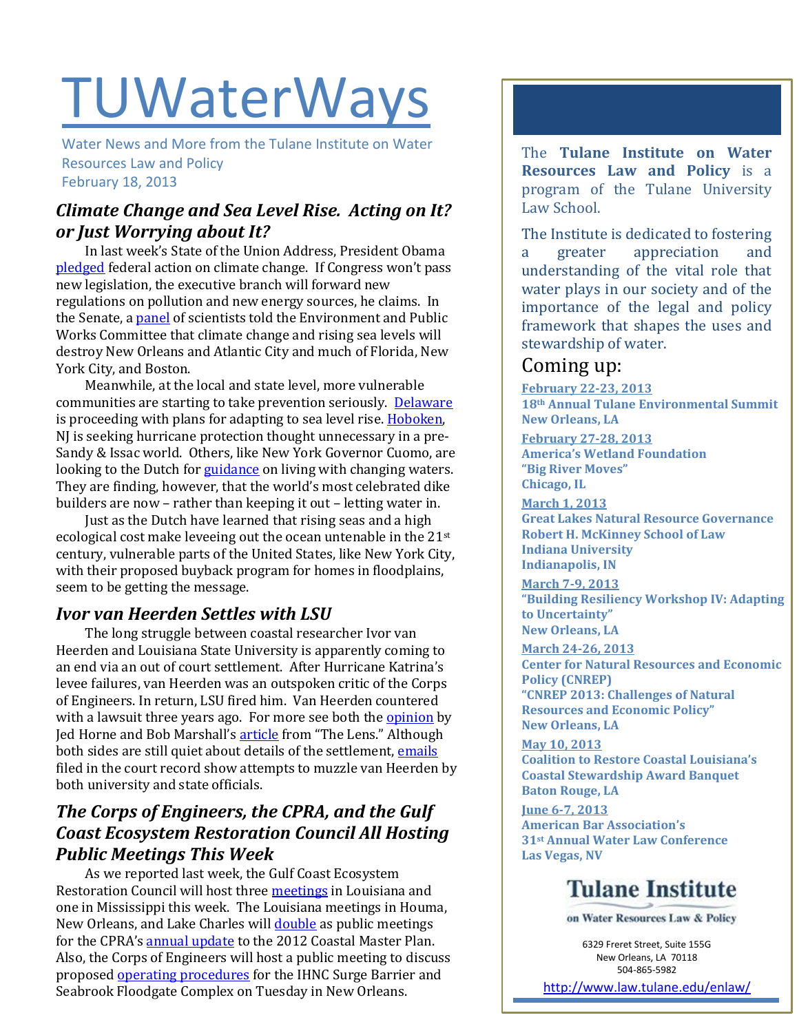# TUWaterWays

Water News and More from the Tulane Institute on Water Resources Law and Policy
February 18, 2013

## *Climate Change and Sea Level Rise. Acting on It? or Just Worrying about It?*

In last week's State of the Union Address, President Obama pledged federal action on climate change. If Congress won't pass new legislation, the executive branch will forward new regulations on pollution and new energy sources, he claims. In the Senate, a panel of scientists told the Environment and Public Works Committee that climate change and rising sea levels will destroy New Orleans and Atlantic City and much of Florida, New York City, and Boston.

Meanwhile, at the local and state level, more vulnerable communities are starting to take prevention seriously. Delaware is proceeding with plans for adapting to sea level rise. Hoboken, NJ is seeking hurricane protection thought unnecessary in a pre-Sandy & Issac world. Others, like New York Governor Cuomo, are looking to the Dutch for guidance on living with changing waters. They are finding, however, that the world's most celebrated dike builders are now – rather than keeping it out – letting water in.

Just as the Dutch have learned that rising seas and a high ecological cost make leveeing out the ocean untenable in the 21st century, vulnerable parts of the United States, like New York City, with their proposed buyback program for homes in floodplains, seem to be getting the message.

## *Ivor van Heerden Settles with LSU*

The long struggle between coastal researcher Ivor van Heerden and Louisiana State University is apparently coming to an end via an out of court settlement. After Hurricane Katrina's levee failures, van Heerden was an outspoken critic of the Corps of Engineers. In return, LSU fired him. Van Heerden countered with a lawsuit three years ago. For more see both the opinion by Jed Horne and Bob Marshall's article from "The Lens." Although both sides are still quiet about details of the settlement, emails filed in the court record show attempts to muzzle van Heerden by both university and state officials.

## *The Corps of Engineers, the CPRA, and the Gulf Coast Ecosystem Restoration Council All Hosting Public Meetings This Week*

As we reported last week, the Gulf Coast Ecosystem Restoration Council will host three meetings in Louisiana and one in Mississippi this week. The Louisiana meetings in Houma, New Orleans, and Lake Charles will double as public meetings for the CPRA's annual update to the 2012 Coastal Master Plan. Also, the Corps of Engineers will host a public meeting to discuss proposed operating procedures for the IHNC Surge Barrier and Seabrook Floodgate Complex on Tuesday in New Orleans.

---

The **Tulane Institute on Water Resources Law and Policy** is a program of the Tulane University Law School.

The Institute is dedicated to fostering a greater appreciation and understanding of the vital role that water plays in our society and of the importance of the legal and policy framework that shapes the uses and stewardship of water.

## Coming up:

**February 22-23, 2013**
**18th Annual Tulane Environmental Summit**
**New Orleans, LA**

**February 27-28, 2013**
**America's Wetland Foundation**
**"Big River Moves"**
**Chicago, IL**

**March 1, 2013**
**Great Lakes Natural Resource Governance**
**Robert H. McKinney School of Law**
**Indiana University**
**Indianapolis, IN**

**March 7-9, 2013**
**"Building Resiliency Workshop IV: Adapting to Uncertainty"**
**New Orleans, LA**

**March 24-26, 2013**
**Center for Natural Resources and Economic Policy (CNREP)**
**"CNREP 2013: Challenges of Natural Resources and Economic Policy"**
**New Orleans, LA**

**May 10, 2013**
**Coalition to Restore Coastal Louisiana's Coastal Stewardship Award Banquet**
**Baton Rouge, LA**

**June 6-7, 2013**
**American Bar Association's 31st Annual Water Law Conference**
**Las Vegas, NV**

**Tulane Institute**
on Water Resources Law & Policy

6329 Freret Street, Suite 155G
New Orleans, LA 70118
504-865-5982

http://www.law.tulane.edu/enlaw/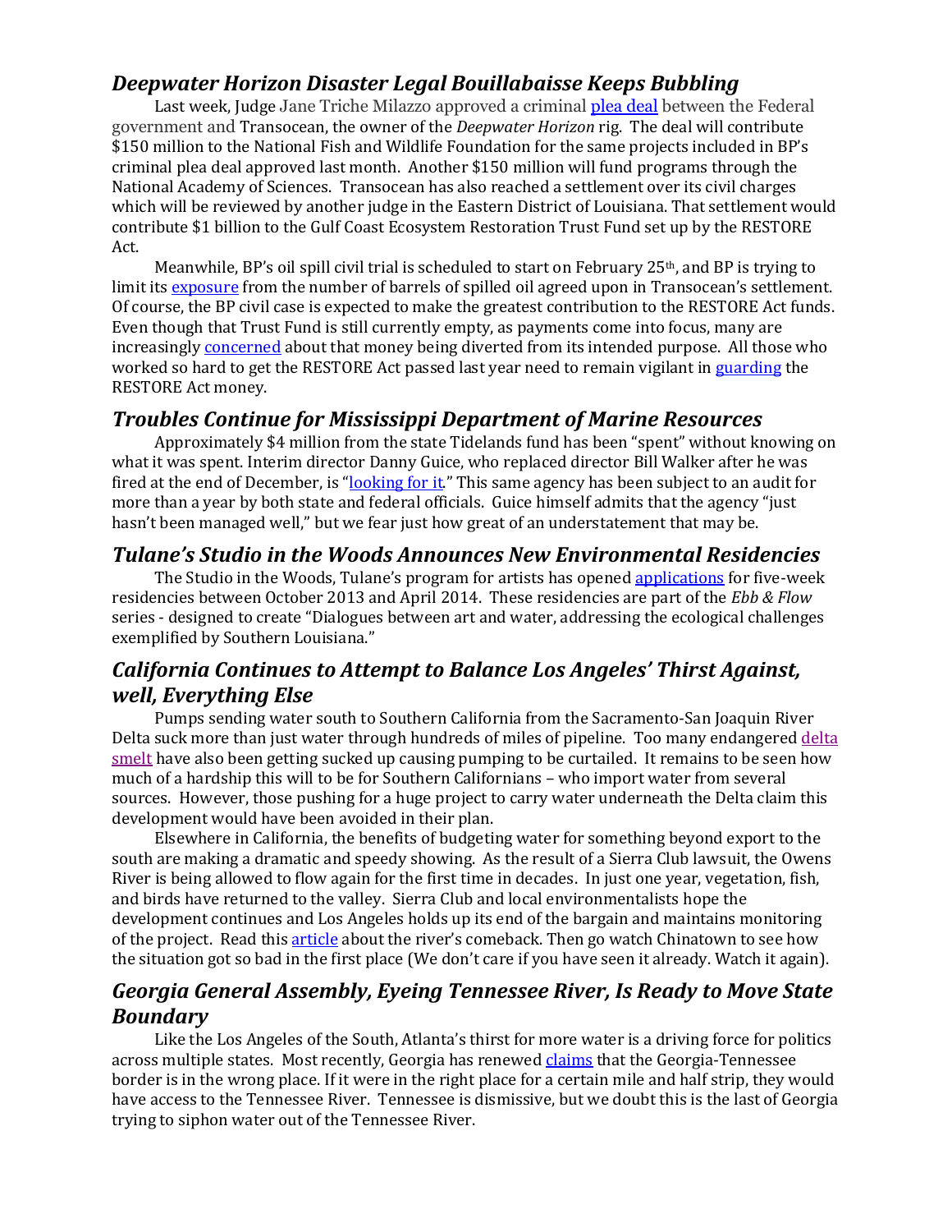## *Deepwater Horizon Disaster Legal Bouillabaisse Keeps Bubbling*

Last week, Judge Jane Triche Milazzo approved a criminal plea deal between the Federal government and Transocean, the owner of the *Deepwater Horizon* rig. The deal will contribute $150 million to the National Fish and Wildlife Foundation for the same projects included in BP's criminal plea deal approved last month. Another $150 million will fund programs through the National Academy of Sciences. Transocean has also reached a settlement over its civil charges which will be reviewed by another judge in the Eastern District of Louisiana. That settlement would contribute $1 billion to the Gulf Coast Ecosystem Restoration Trust Fund set up by the RESTORE Act.

Meanwhile, BP's oil spill civil trial is scheduled to start on February 25th, and BP is trying to limit its exposure from the number of barrels of spilled oil agreed upon in Transocean's settlement. Of course, the BP civil case is expected to make the greatest contribution to the RESTORE Act funds. Even though that Trust Fund is still currently empty, as payments come into focus, many are increasingly concerned about that money being diverted from its intended purpose. All those who worked so hard to get the RESTORE Act passed last year need to remain vigilant in guarding the RESTORE Act money.

## *Troubles Continue for Mississippi Department of Marine Resources*

Approximately $4 million from the state Tidelands fund has been "spent" without knowing on what it was spent. Interim director Danny Guice, who replaced director Bill Walker after he was fired at the end of December, is "looking for it." This same agency has been subject to an audit for more than a year by both state and federal officials. Guice himself admits that the agency "just hasn't been managed well," but we fear just how great of an understatement that may be.

## *Tulane's Studio in the Woods Announces New Environmental Residencies*

The Studio in the Woods, Tulane's program for artists has opened applications for five-week residencies between October 2013 and April 2014. These residencies are part of the *Ebb & Flow* series - designed to create "Dialogues between art and water, addressing the ecological challenges exemplified by Southern Louisiana."

## *California Continues to Attempt to Balance Los Angeles' Thirst Against, well, Everything Else*

Pumps sending water south to Southern California from the Sacramento-San Joaquin River Delta suck more than just water through hundreds of miles of pipeline. Too many endangered delta smelt have also been getting sucked up causing pumping to be curtailed. It remains to be seen how much of a hardship this will to be for Southern Californians – who import water from several sources. However, those pushing for a huge project to carry water underneath the Delta claim this development would have been avoided in their plan.

Elsewhere in California, the benefits of budgeting water for something beyond export to the south are making a dramatic and speedy showing. As the result of a Sierra Club lawsuit, the Owens River is being allowed to flow again for the first time in decades. In just one year, vegetation, fish, and birds have returned to the valley. Sierra Club and local environmentalists hope the development continues and Los Angeles holds up its end of the bargain and maintains monitoring of the project. Read this article about the river's comeback. Then go watch Chinatown to see how the situation got so bad in the first place (We don't care if you have seen it already. Watch it again).

## *Georgia General Assembly, Eyeing Tennessee River, Is Ready to Move State Boundary*

Like the Los Angeles of the South, Atlanta's thirst for more water is a driving force for politics across multiple states. Most recently, Georgia has renewed claims that the Georgia-Tennessee border is in the wrong place. If it were in the right place for a certain mile and half strip, they would have access to the Tennessee River. Tennessee is dismissive, but we doubt this is the last of Georgia trying to siphon water out of the Tennessee River.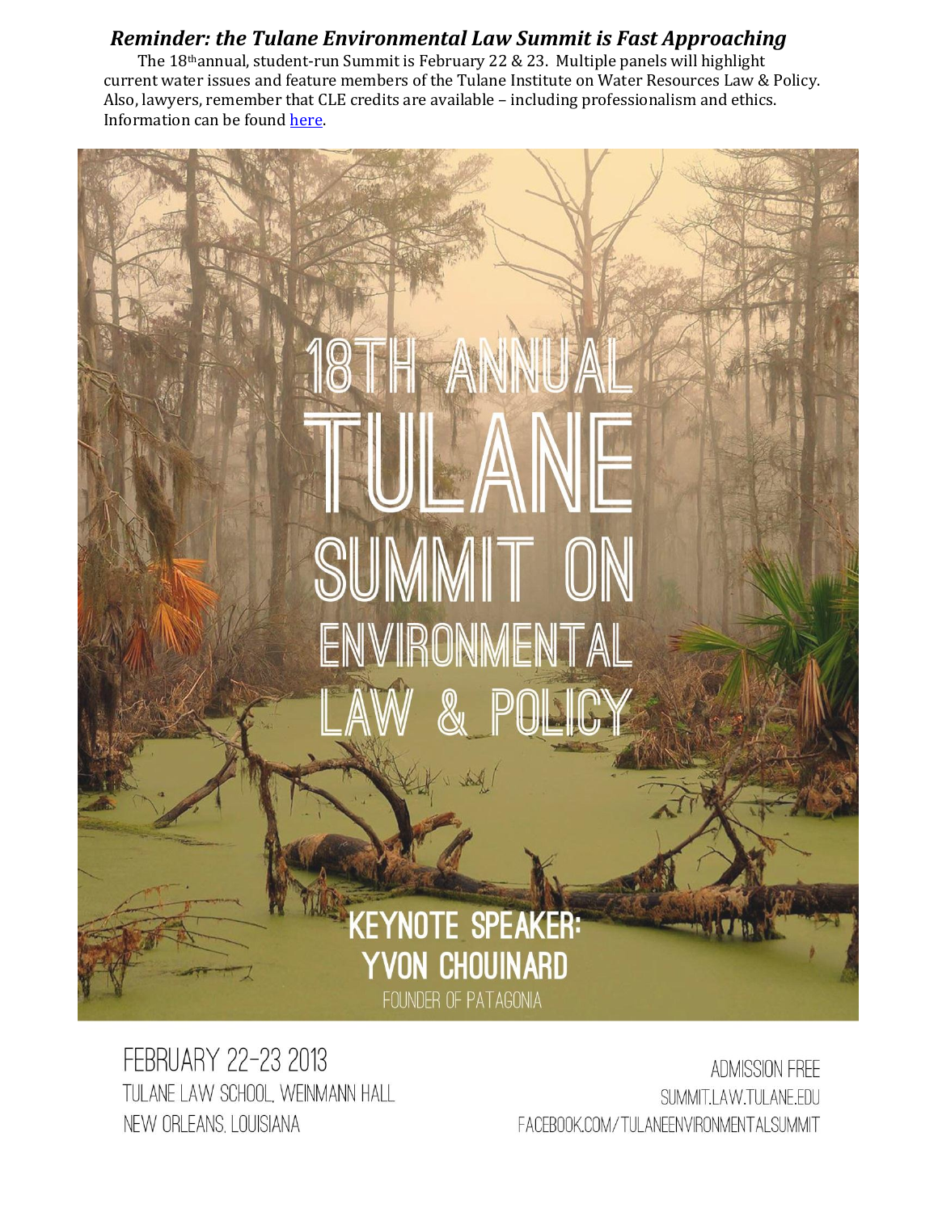### *Reminder: the Tulane Environmental Law Summit is Fast Approaching*

The 18th annual, student-run Summit is February 22 & 23. Multiple panels will highlight current water issues and feature members of the Tulane Institute on Water Resources Law & Policy. Also, lawyers, remember that CLE credits are available – including professionalism and ethics. Information can be found [here](#).

# 18TH ANNUAL TULANE SUMMIT ON ENVIRONMENTAL LAW & POLICY

**KEYNOTE SPEAKER: YVON CHOUINARD**

FOUNDER OF PATAGONIA

FEBRUARY 22-23 2013
TULANE LAW SCHOOL, WEINMANN HALL
NEW ORLEANS, LOUISIANA

ADMISSION FREE
SUMMIT.LAW.TULANE.EDU
FACEBOOK.COM/TULANEENVIRONMENTALSUMMIT